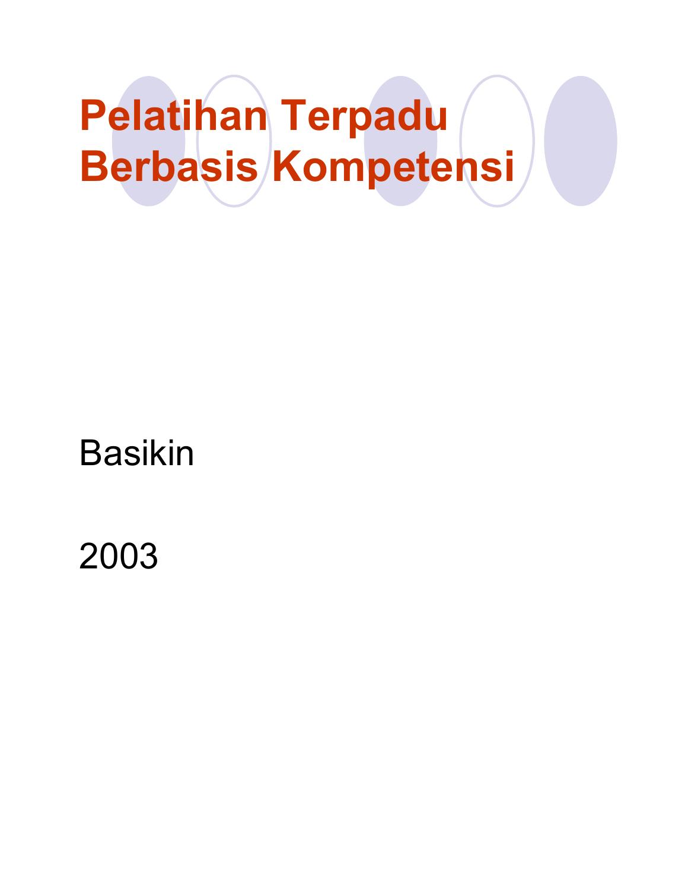# Pelatihan Terpadu Berbasis Kompetensi

Basikin

2003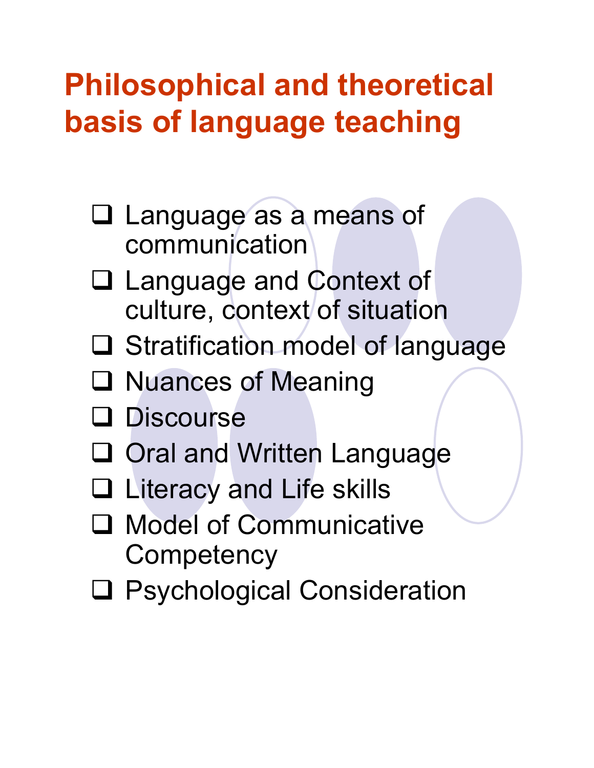# Philosophical and theoretical basis of language teaching

- Language as a means of communication
- Language and Context of culture, context of situation
- Stratification model of language
- Nuances of Meaning
- Discourse
- Oral and Written Language
- Literacy and Life skills
- Model of Communicative Competency
- Psychological Consideration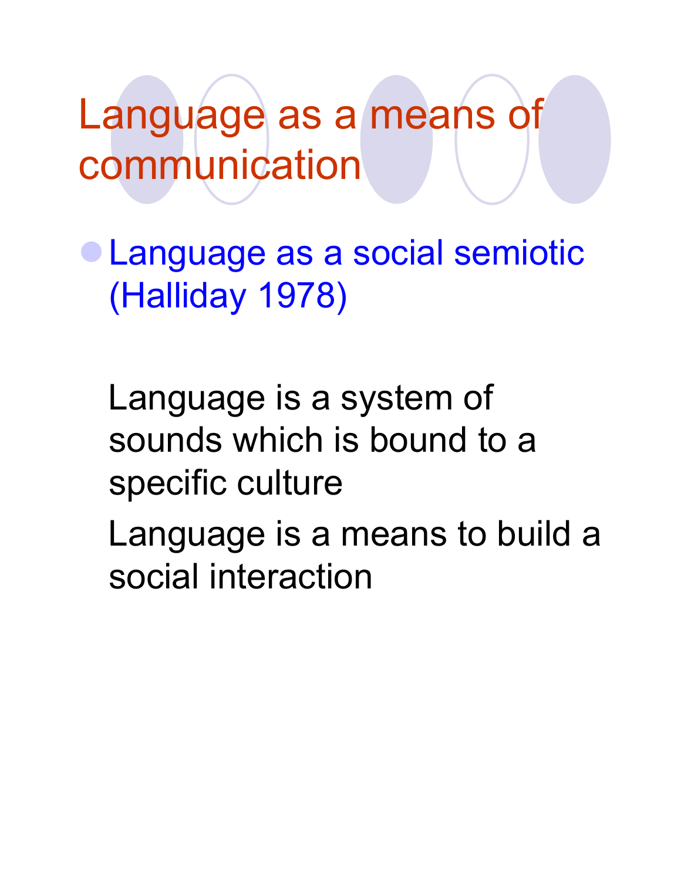# Language as a means of communication

- Language as a social semiotic (Halliday 1978)

  Language is a system of sounds which is bound to a specific culture

  Language is a means to build a social interaction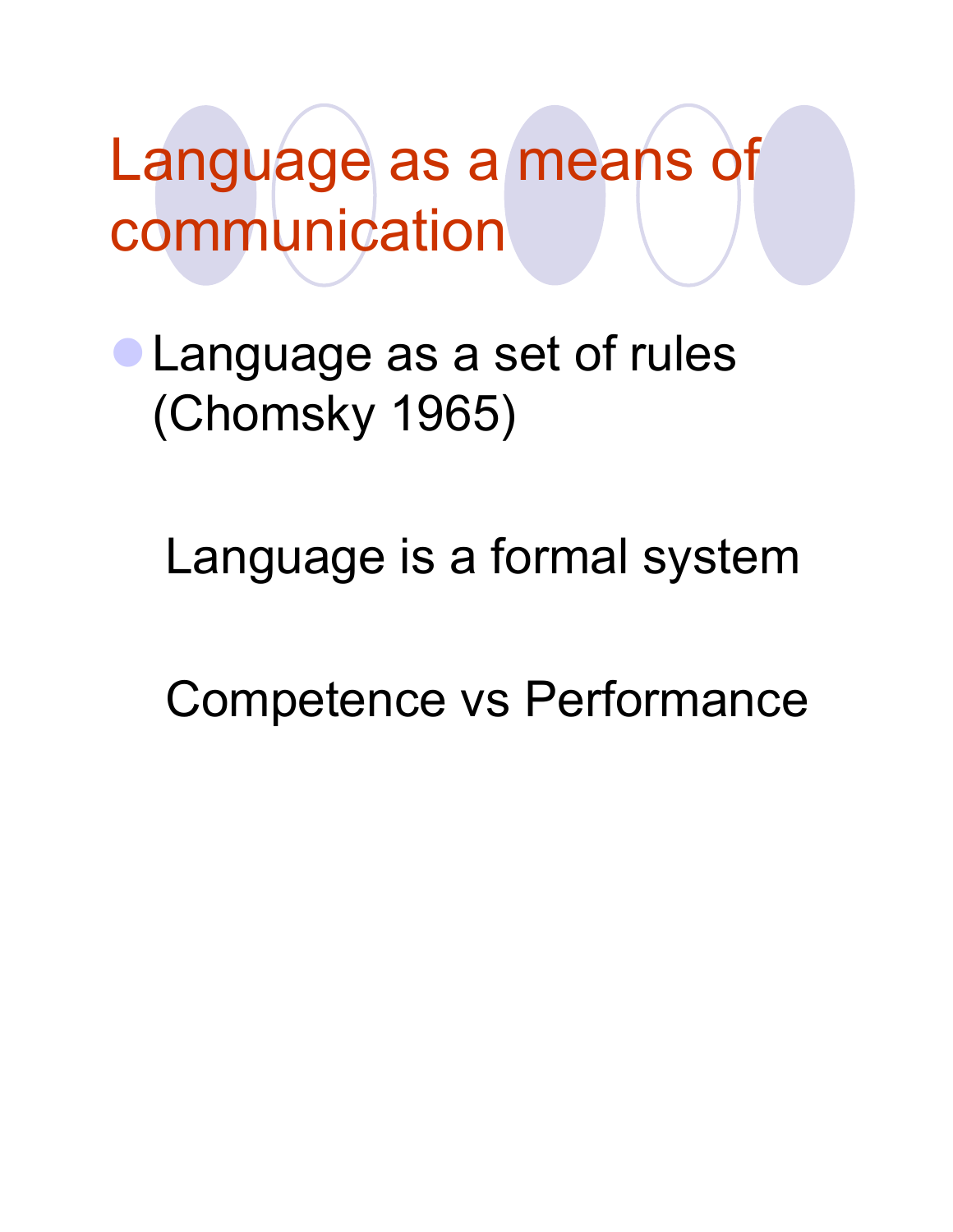# Language as a means of communication

- Language as a set of rules (Chomsky 1965)

  Language is a formal system

  Competence vs Performance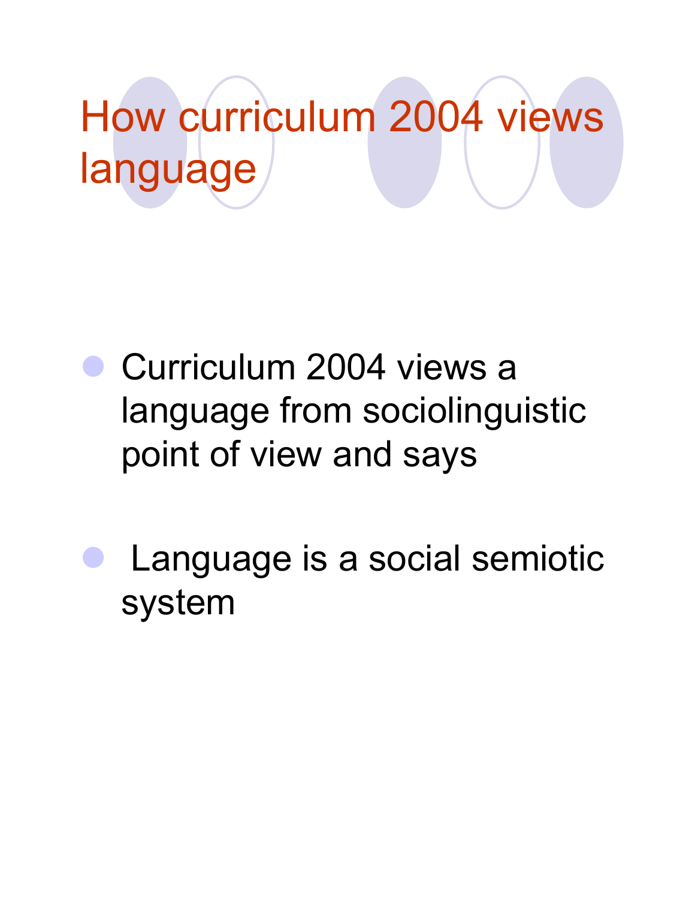# How curriculum 2004 views language

- Curriculum 2004 views a language from sociolinguistic point of view and says
- Language is a social semiotic system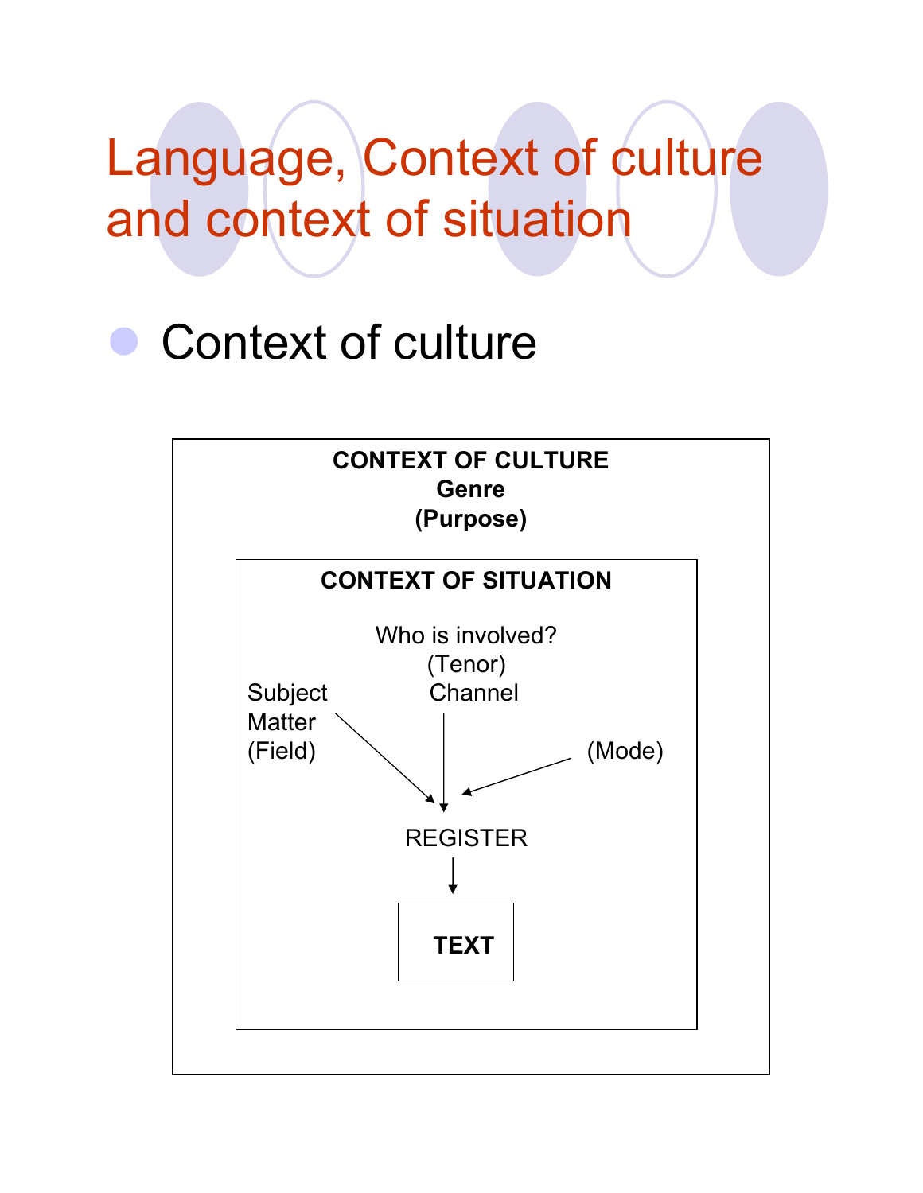# Language, Context of culture and context of situation

- Context of culture

**CONTEXT OF CULTURE**
**Genre**
**(Purpose)**

**CONTEXT OF SITUATION**

Who is involved?
(Tenor)

Subject Matter (Field)

Channel (Mode)

REGISTER

**TEXT**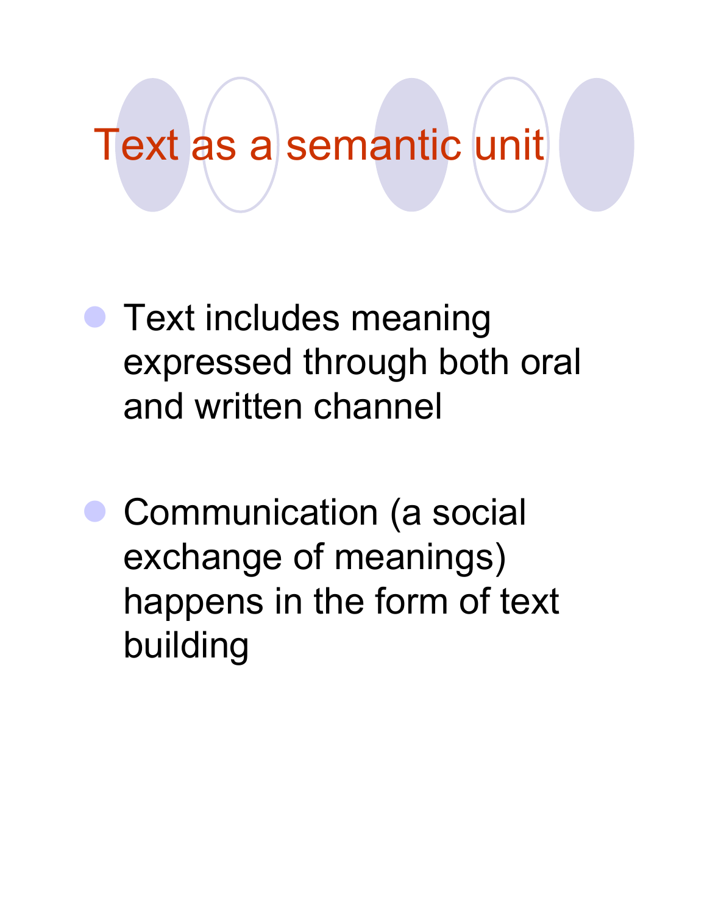# Text as a semantic unit

- Text includes meaning expressed through both oral and written channel

- Communication (a social exchange of meanings) happens in the form of text building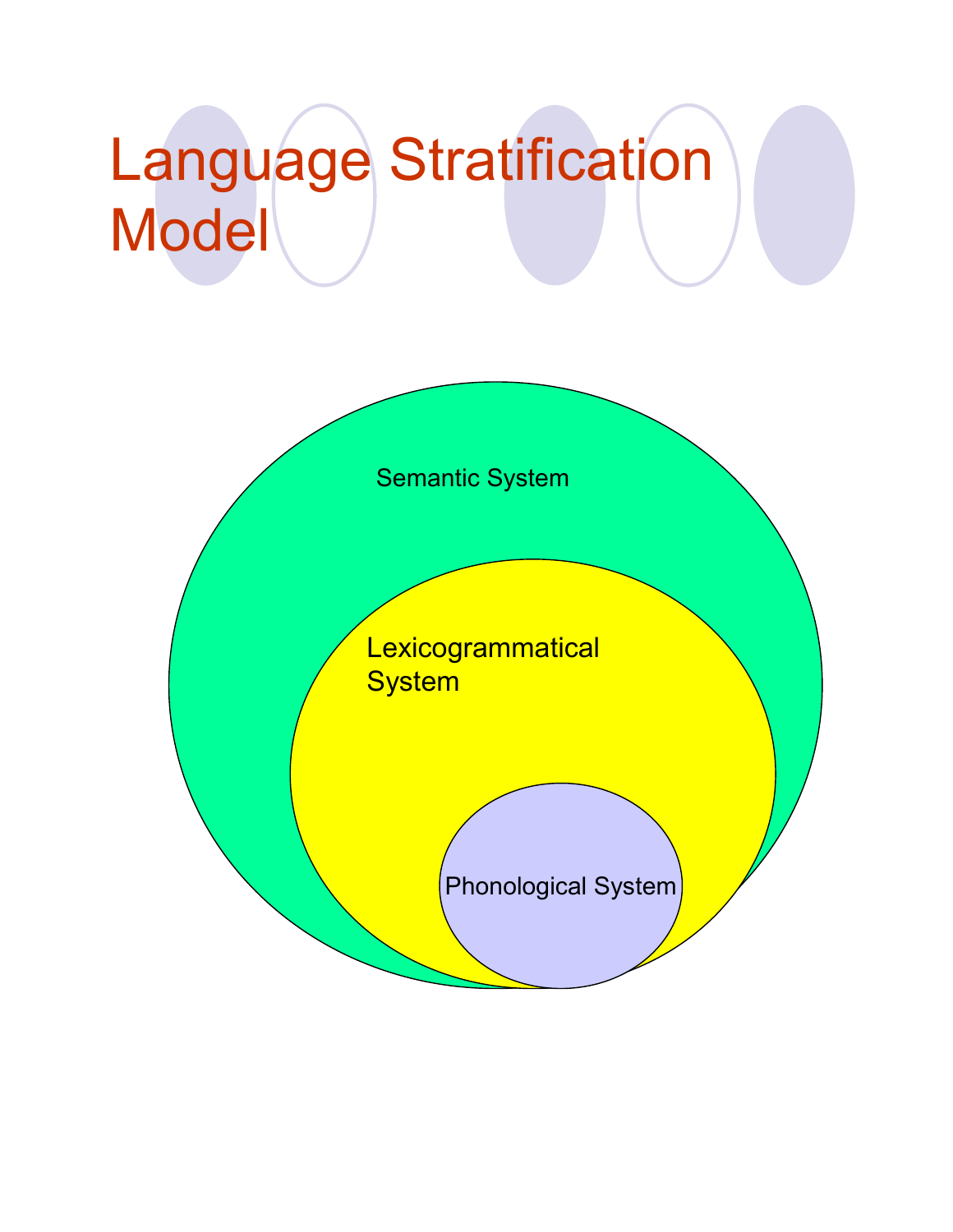# Language Stratification Model

Semantic System

Lexicogrammatical System

Phonological System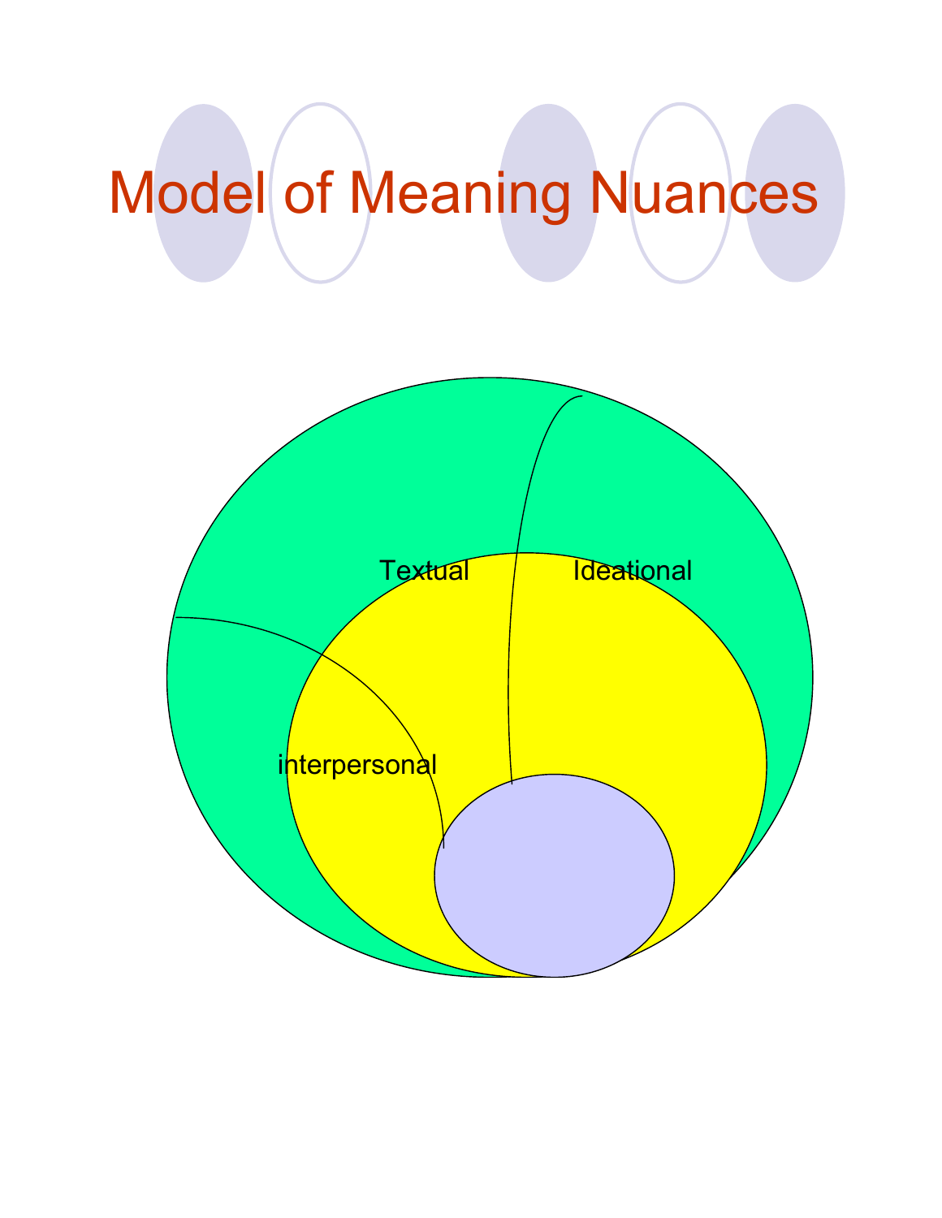# Model of Meaning Nuances

Textual

Ideational

interpersonal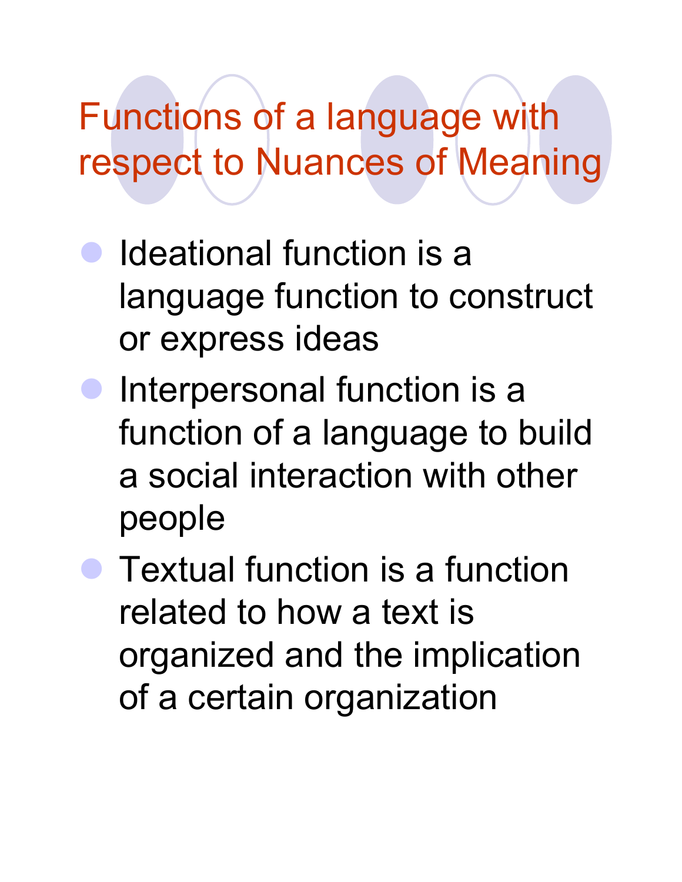# Functions of a language with respect to Nuances of Meaning

- Ideational function is a language function to construct or express ideas
- Interpersonal function is a function of a language to build a social interaction with other people
- Textual function is a function related to how a text is organized and the implication of a certain organization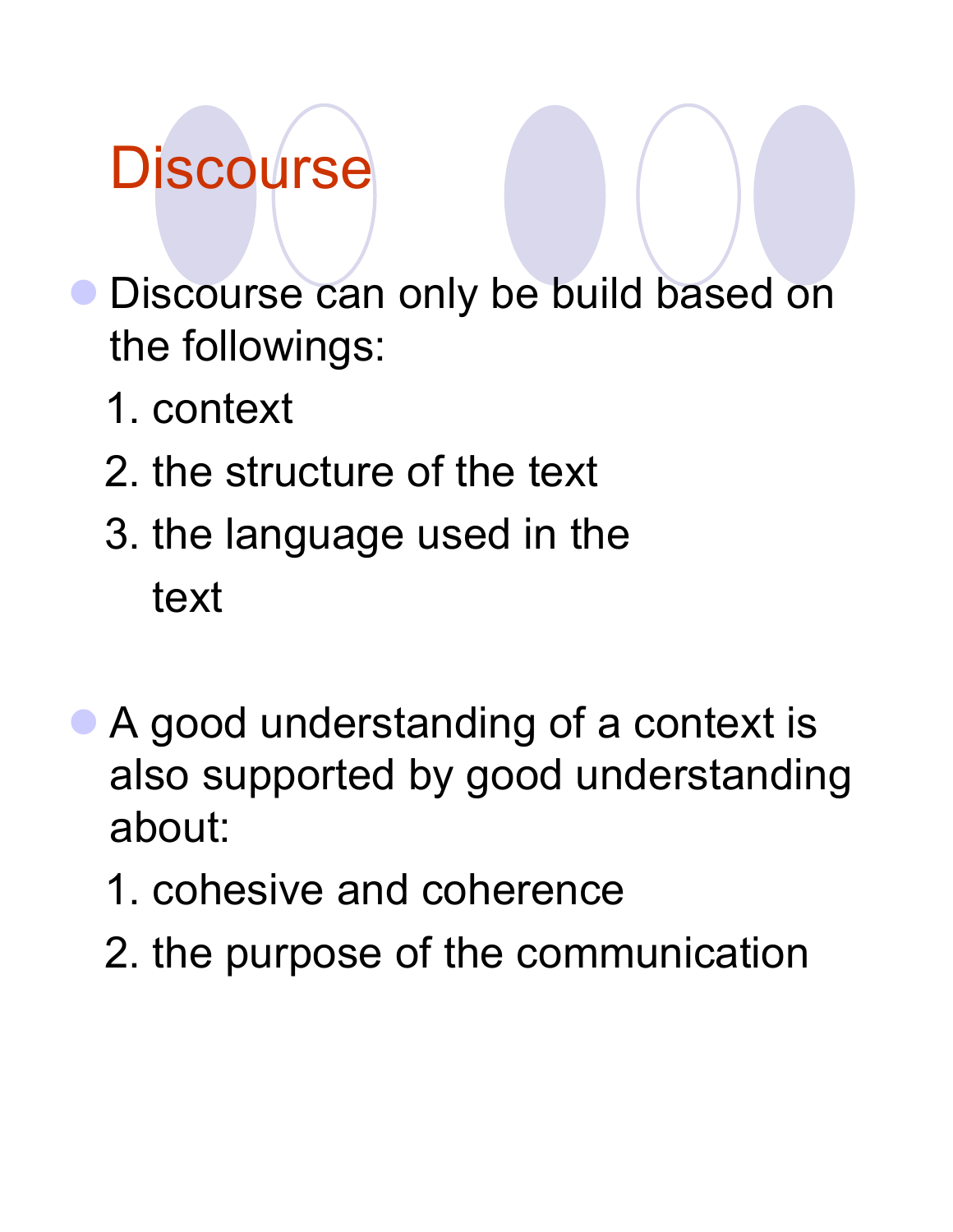# Discourse

- Discourse can only be build based on the followings:
  1. context
  2. the structure of the text
  3. the language used in the text

- A good understanding of a context is also supported by good understanding about:
  1. cohesive and coherence
  2. the purpose of the communication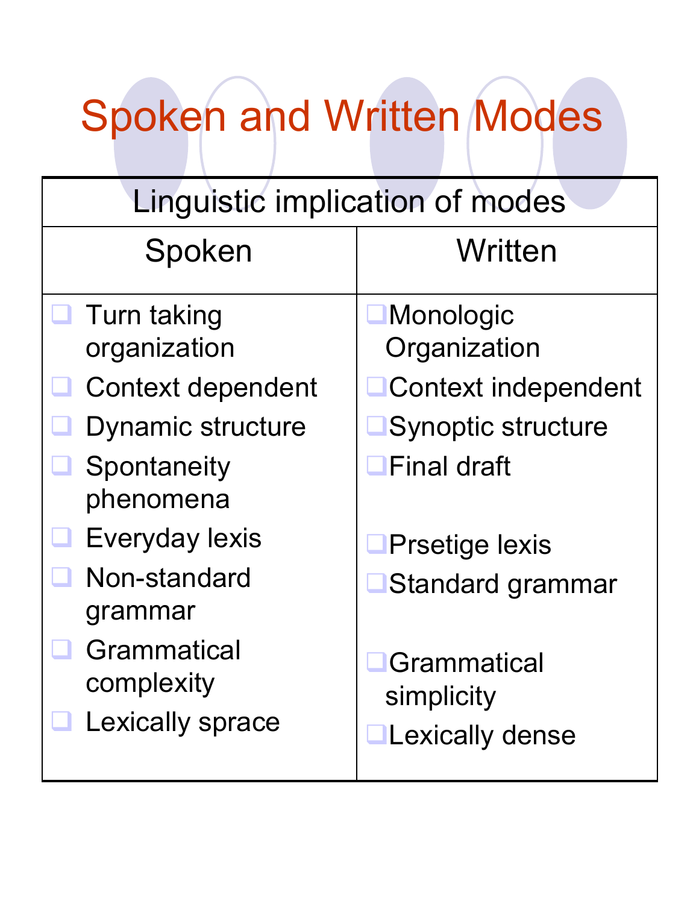# Spoken and Written Modes

| Linguistic implication of modes | |
|---|---|
| **Spoken** | **Written** |
| Turn taking organization | Monologic Organization |
| Context dependent | Context independent |
| Dynamic structure | Synoptic structure |
| Spontaneity phenomena | Final draft |
| Everyday lexis | Prsetige lexis |
| Non-standard grammar | Standard grammar |
| Grammatical complexity | Grammatical simplicity |
| Lexically sprace | Lexically dense |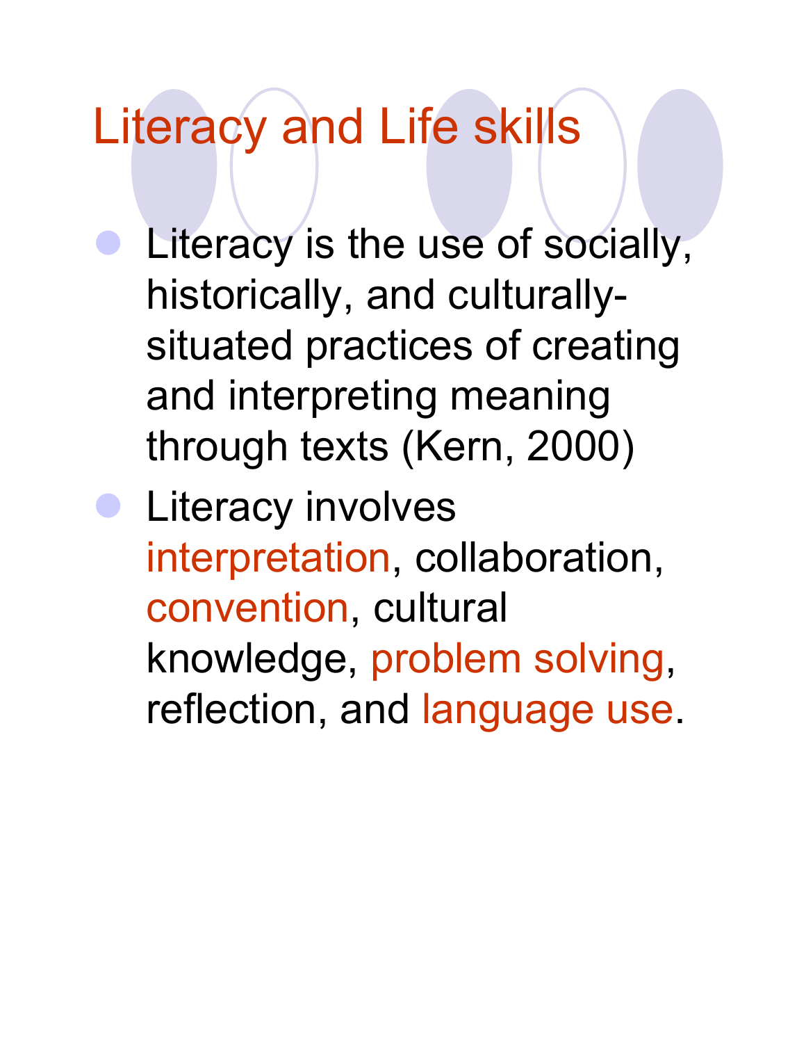# Literacy and Life skills

- Literacy is the use of socially, historically, and culturally-situated practices of creating and interpreting meaning through texts (Kern, 2000)
- Literacy involves interpretation, collaboration, convention, cultural knowledge, problem solving, reflection, and language use.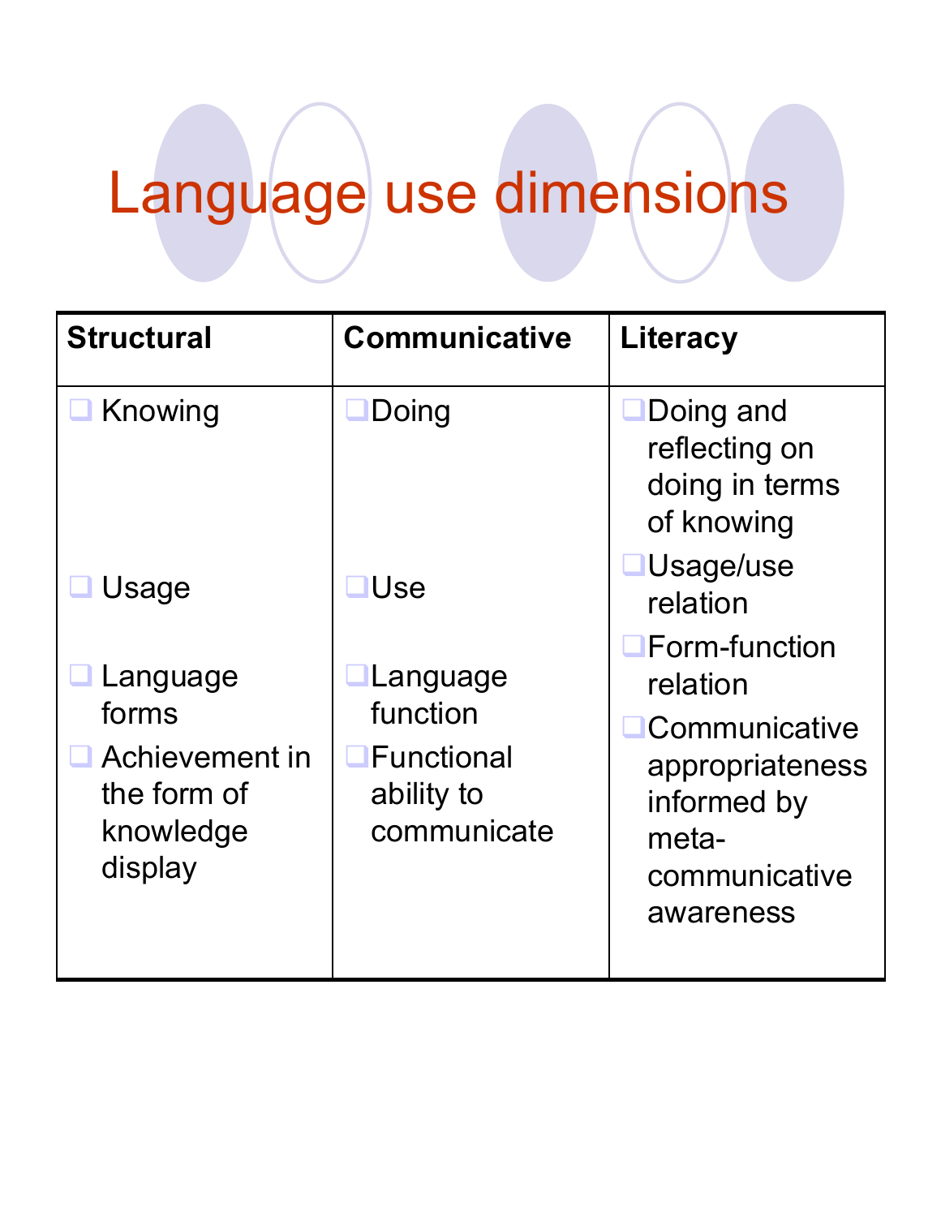# Language use dimensions

| Structural | Communicative | Literacy |
|---|---|---|
| Knowing | Doing | Doing and reflecting on doing in terms of knowing |
| Usage | Use | Usage/use relation |
| Language forms | Language function | Form-function relation |
| Achievement in the form of knowledge display | Functional ability to communicate | Communicative appropriateness informed by meta-communicative awareness |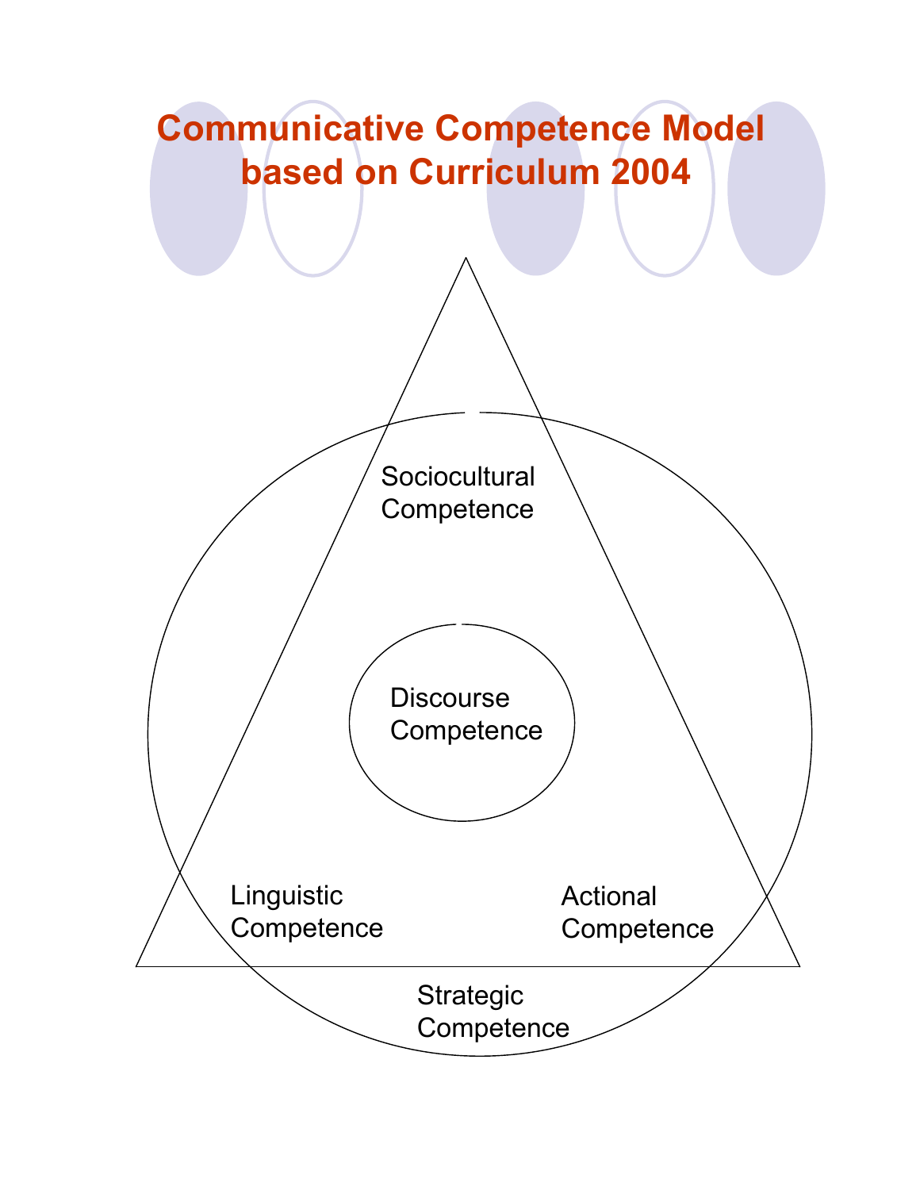# Communicative Competence Model based on Curriculum 2004

Sociocultural Competence

Discourse Competence

Linguistic Competence

Actional Competence

Strategic Competence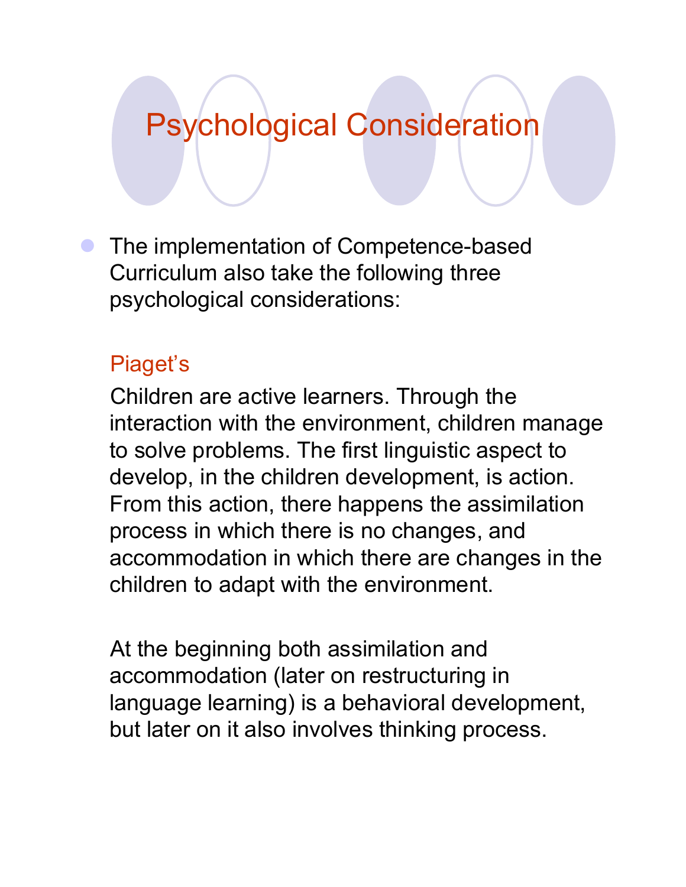# Psychological Consideration

- The implementation of Competence-based Curriculum also take the following three psychological considerations:

  ### Piaget's

  Children are active learners. Through the interaction with the environment, children manage to solve problems. The first linguistic aspect to develop, in the children development, is action. From this action, there happens the assimilation process in which there is no changes, and accommodation in which there are changes in the children to adapt with the environment.

  At the beginning both assimilation and accommodation (later on restructuring in language learning) is a behavioral development, but later on it also involves thinking process.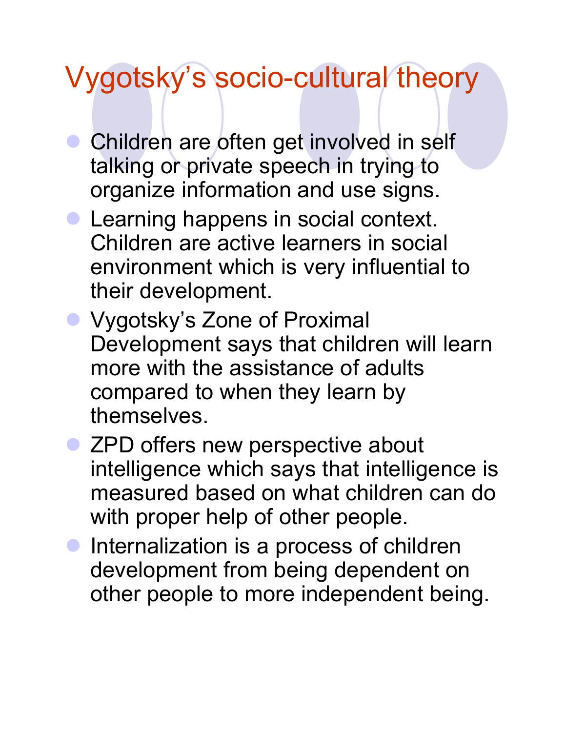# Vygotsky's socio-cultural theory

- Children are often get involved in self talking or private speech in trying to organize information and use signs.
- Learning happens in social context. Children are active learners in social environment which is very influential to their development.
- Vygotsky's Zone of Proximal Development says that children will learn more with the assistance of adults compared to when they learn by themselves.
- ZPD offers new perspective about intelligence which says that intelligence is measured based on what children can do with proper help of other people.
- Internalization is a process of children development from being dependent on other people to more independent being.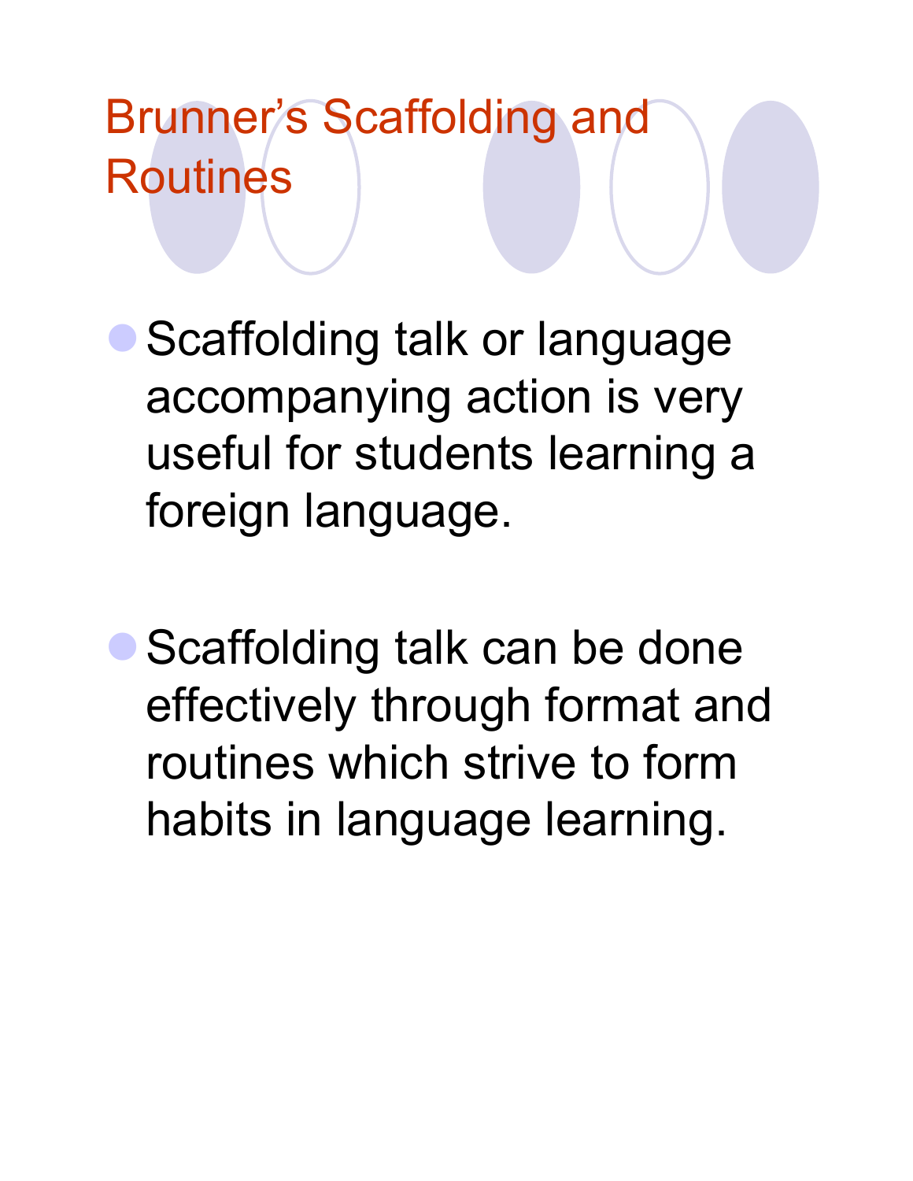# Brunner's Scaffolding and Routines

- Scaffolding talk or language accompanying action is very useful for students learning a foreign language.

- Scaffolding talk can be done effectively through format and routines which strive to form habits in language learning.